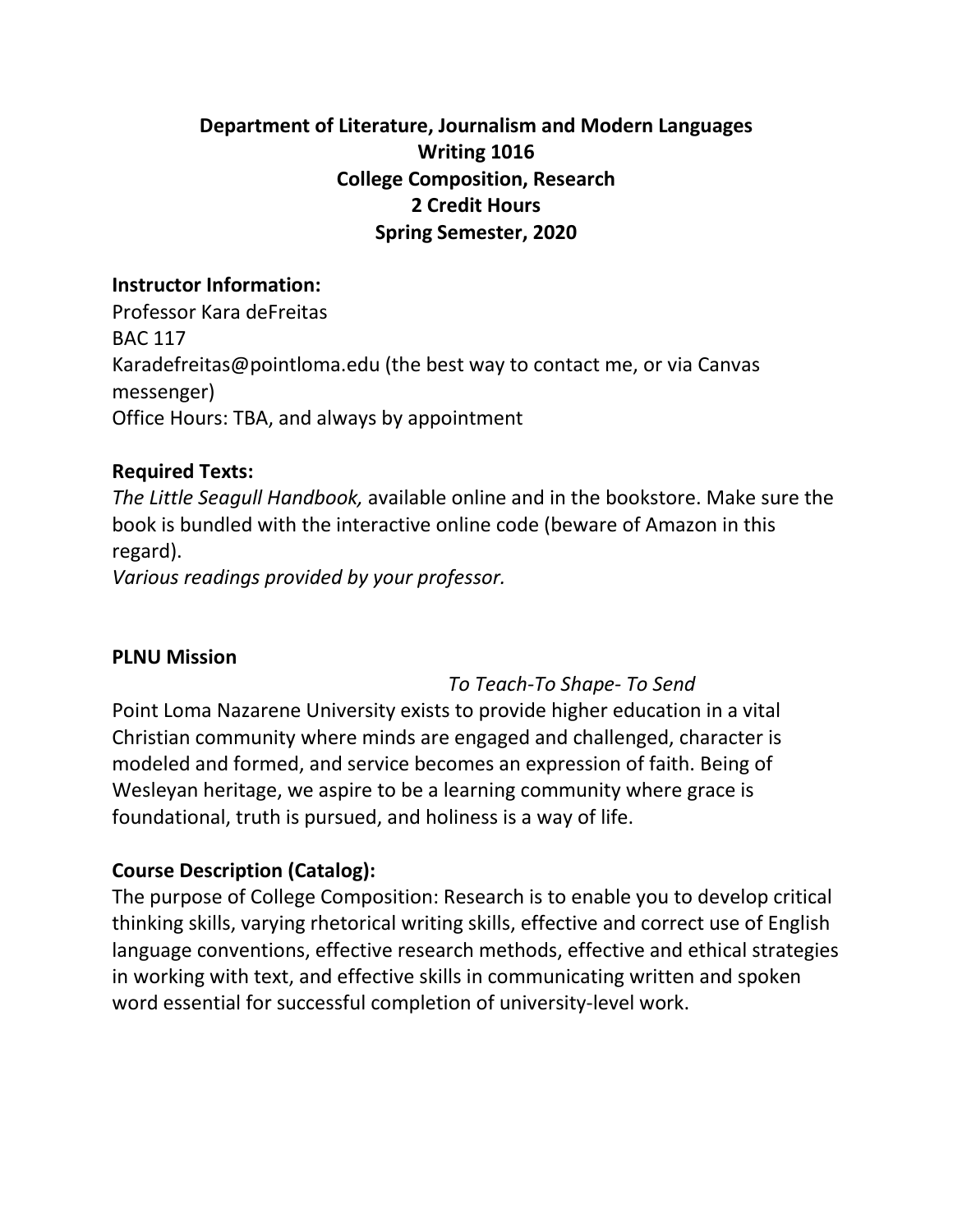**Department of Literature, Journalism and Modern Languages**
**Writing 1016**
**College Composition, Research**
**2 Credit Hours**
**Spring Semester, 2020**

## Instructor Information:

Professor Kara deFreitas
BAC 117
Karadefreitas@pointloma.edu (the best way to contact me, or via Canvas messenger)
Office Hours: TBA, and always by appointment

## Required Texts:

*The Little Seagull Handbook,* available online and in the bookstore. Make sure the book is bundled with the interactive online code (beware of Amazon in this regard).
*Various readings provided by your professor.*

## PLNU Mission

*To Teach-To Shape- To Send*

Point Loma Nazarene University exists to provide higher education in a vital Christian community where minds are engaged and challenged, character is modeled and formed, and service becomes an expression of faith. Being of Wesleyan heritage, we aspire to be a learning community where grace is foundational, truth is pursued, and holiness is a way of life.

## Course Description (Catalog):

The purpose of College Composition: Research is to enable you to develop critical thinking skills, varying rhetorical writing skills, effective and correct use of English language conventions, effective research methods, effective and ethical strategies in working with text, and effective skills in communicating written and spoken word essential for successful completion of university-level work.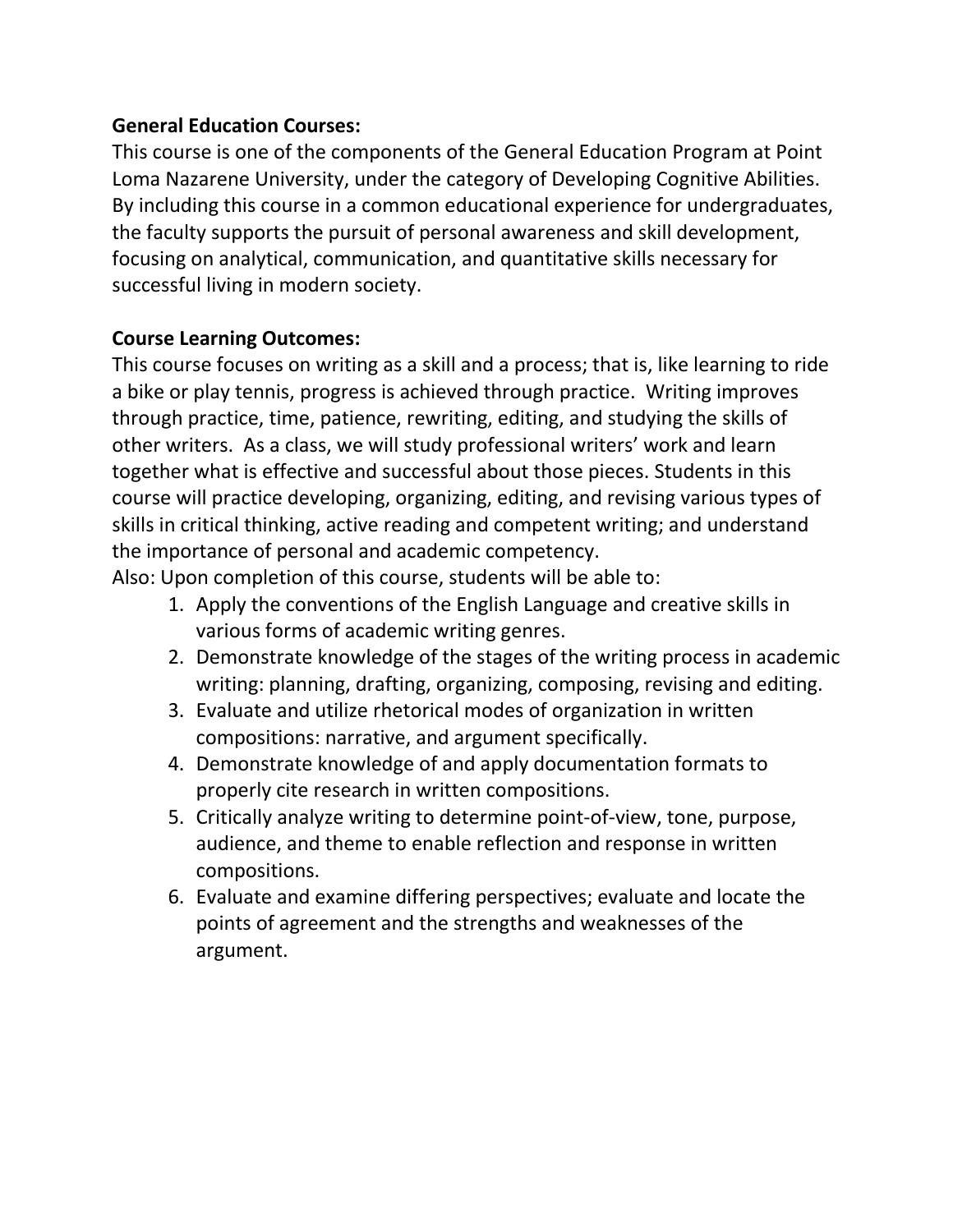**General Education Courses:**
This course is one of the components of the General Education Program at Point Loma Nazarene University, under the category of Developing Cognitive Abilities. By including this course in a common educational experience for undergraduates, the faculty supports the pursuit of personal awareness and skill development, focusing on analytical, communication, and quantitative skills necessary for successful living in modern society.

**Course Learning Outcomes:**
This course focuses on writing as a skill and a process; that is, like learning to ride a bike or play tennis, progress is achieved through practice. Writing improves through practice, time, patience, rewriting, editing, and studying the skills of other writers. As a class, we will study professional writers' work and learn together what is effective and successful about those pieces. Students in this course will practice developing, organizing, editing, and revising various types of skills in critical thinking, active reading and competent writing; and understand the importance of personal and academic competency.
Also: Upon completion of this course, students will be able to:

1. Apply the conventions of the English Language and creative skills in various forms of academic writing genres.
2. Demonstrate knowledge of the stages of the writing process in academic writing: planning, drafting, organizing, composing, revising and editing.
3. Evaluate and utilize rhetorical modes of organization in written compositions: narrative, and argument specifically.
4. Demonstrate knowledge of and apply documentation formats to properly cite research in written compositions.
5. Critically analyze writing to determine point-of-view, tone, purpose, audience, and theme to enable reflection and response in written compositions.
6. Evaluate and examine differing perspectives; evaluate and locate the points of agreement and the strengths and weaknesses of the argument.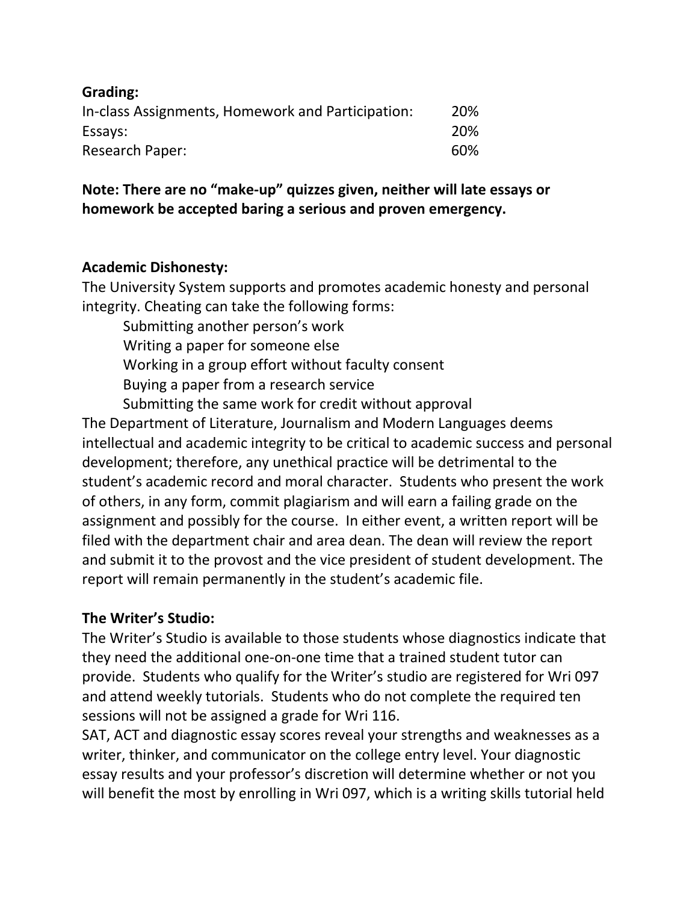**Grading:**

| | |
|---|---|
| In-class Assignments, Homework and Participation: | 20% |
| Essays: | 20% |
| Research Paper: | 60% |

**Note: There are no "make-up" quizzes given, neither will late essays or homework be accepted baring a serious and proven emergency.**

**Academic Dishonesty:**

The University System supports and promotes academic honesty and personal integrity. Cheating can take the following forms:

- Submitting another person's work
- Writing a paper for someone else
- Working in a group effort without faculty consent
- Buying a paper from a research service
- Submitting the same work for credit without approval

The Department of Literature, Journalism and Modern Languages deems intellectual and academic integrity to be critical to academic success and personal development; therefore, any unethical practice will be detrimental to the student's academic record and moral character. Students who present the work of others, in any form, commit plagiarism and will earn a failing grade on the assignment and possibly for the course. In either event, a written report will be filed with the department chair and area dean. The dean will review the report and submit it to the provost and the vice president of student development. The report will remain permanently in the student's academic file.

**The Writer's Studio:**

The Writer's Studio is available to those students whose diagnostics indicate that they need the additional one-on-one time that a trained student tutor can provide. Students who qualify for the Writer's studio are registered for Wri 097 and attend weekly tutorials. Students who do not complete the required ten sessions will not be assigned a grade for Wri 116.

SAT, ACT and diagnostic essay scores reveal your strengths and weaknesses as a writer, thinker, and communicator on the college entry level. Your diagnostic essay results and your professor's discretion will determine whether or not you will benefit the most by enrolling in Wri 097, which is a writing skills tutorial held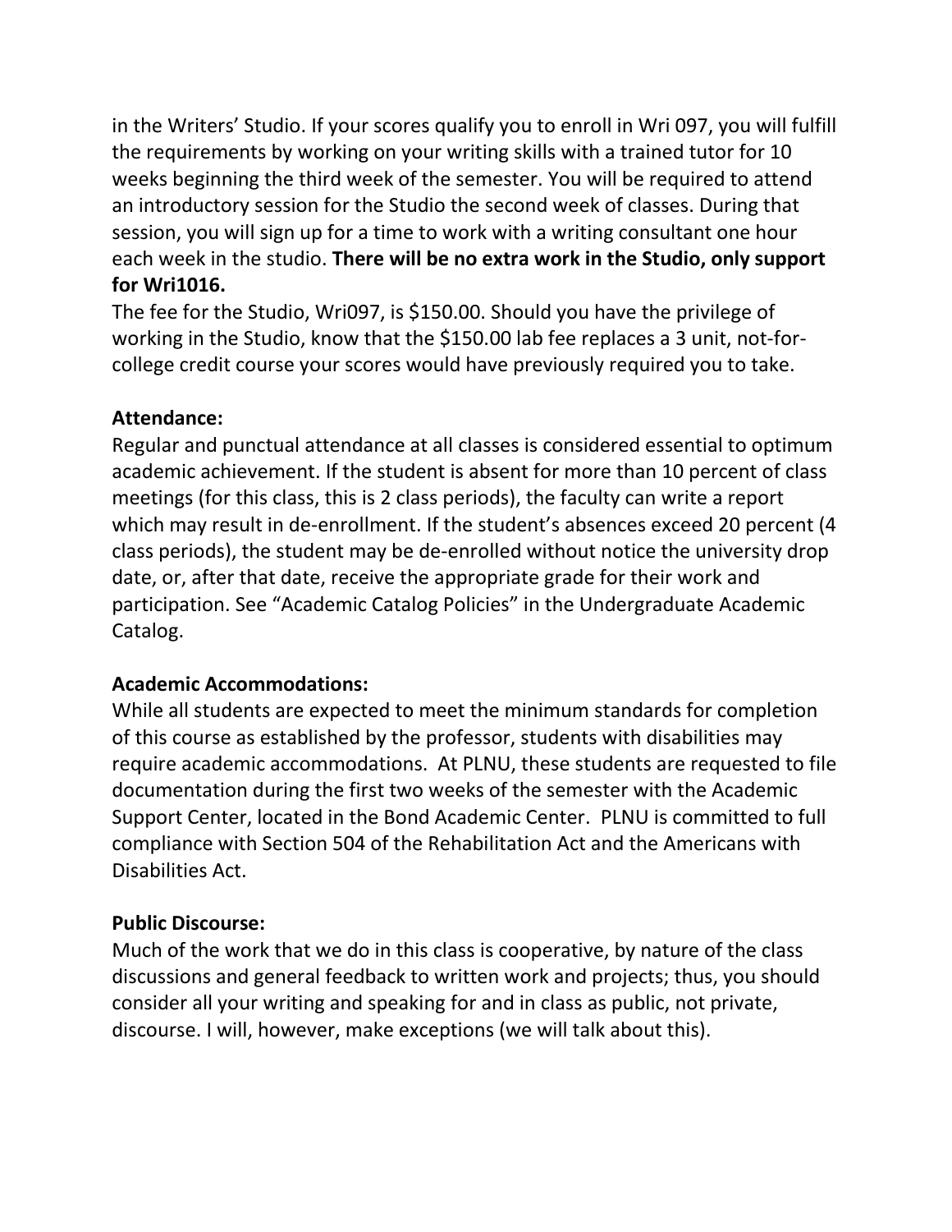in the Writers' Studio. If your scores qualify you to enroll in Wri 097, you will fulfill the requirements by working on your writing skills with a trained tutor for 10 weeks beginning the third week of the semester. You will be required to attend an introductory session for the Studio the second week of classes. During that session, you will sign up for a time to work with a writing consultant one hour each week in the studio. **There will be no extra work in the Studio, only support for Wri1016.**

The fee for the Studio, Wri097, is $150.00. Should you have the privilege of working in the Studio, know that the $150.00 lab fee replaces a 3 unit, not-for-college credit course your scores would have previously required you to take.

**Attendance:**

Regular and punctual attendance at all classes is considered essential to optimum academic achievement. If the student is absent for more than 10 percent of class meetings (for this class, this is 2 class periods), the faculty can write a report which may result in de-enrollment. If the student's absences exceed 20 percent (4 class periods), the student may be de-enrolled without notice the university drop date, or, after that date, receive the appropriate grade for their work and participation. See "Academic Catalog Policies" in the Undergraduate Academic Catalog.

**Academic Accommodations:**

While all students are expected to meet the minimum standards for completion of this course as established by the professor, students with disabilities may require academic accommodations. At PLNU, these students are requested to file documentation during the first two weeks of the semester with the Academic Support Center, located in the Bond Academic Center. PLNU is committed to full compliance with Section 504 of the Rehabilitation Act and the Americans with Disabilities Act.

**Public Discourse:**

Much of the work that we do in this class is cooperative, by nature of the class discussions and general feedback to written work and projects; thus, you should consider all your writing and speaking for and in class as public, not private, discourse. I will, however, make exceptions (we will talk about this).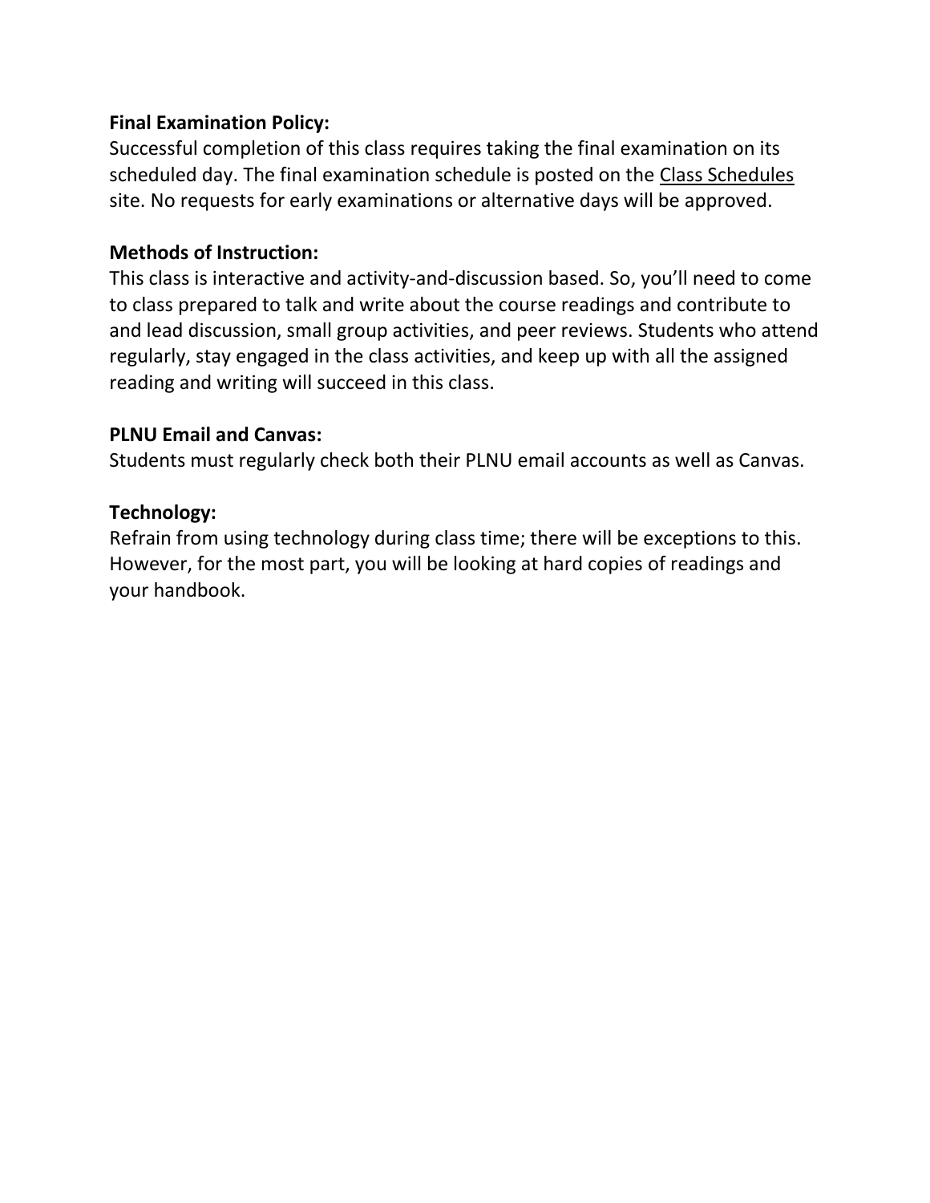**Final Examination Policy:**
Successful completion of this class requires taking the final examination on its scheduled day. The final examination schedule is posted on the Class Schedules site. No requests for early examinations or alternative days will be approved.

**Methods of Instruction:**
This class is interactive and activity-and-discussion based. So, you'll need to come to class prepared to talk and write about the course readings and contribute to and lead discussion, small group activities, and peer reviews. Students who attend regularly, stay engaged in the class activities, and keep up with all the assigned reading and writing will succeed in this class.

**PLNU Email and Canvas:**
Students must regularly check both their PLNU email accounts as well as Canvas.

**Technology:**
Refrain from using technology during class time; there will be exceptions to this. However, for the most part, you will be looking at hard copies of readings and your handbook.